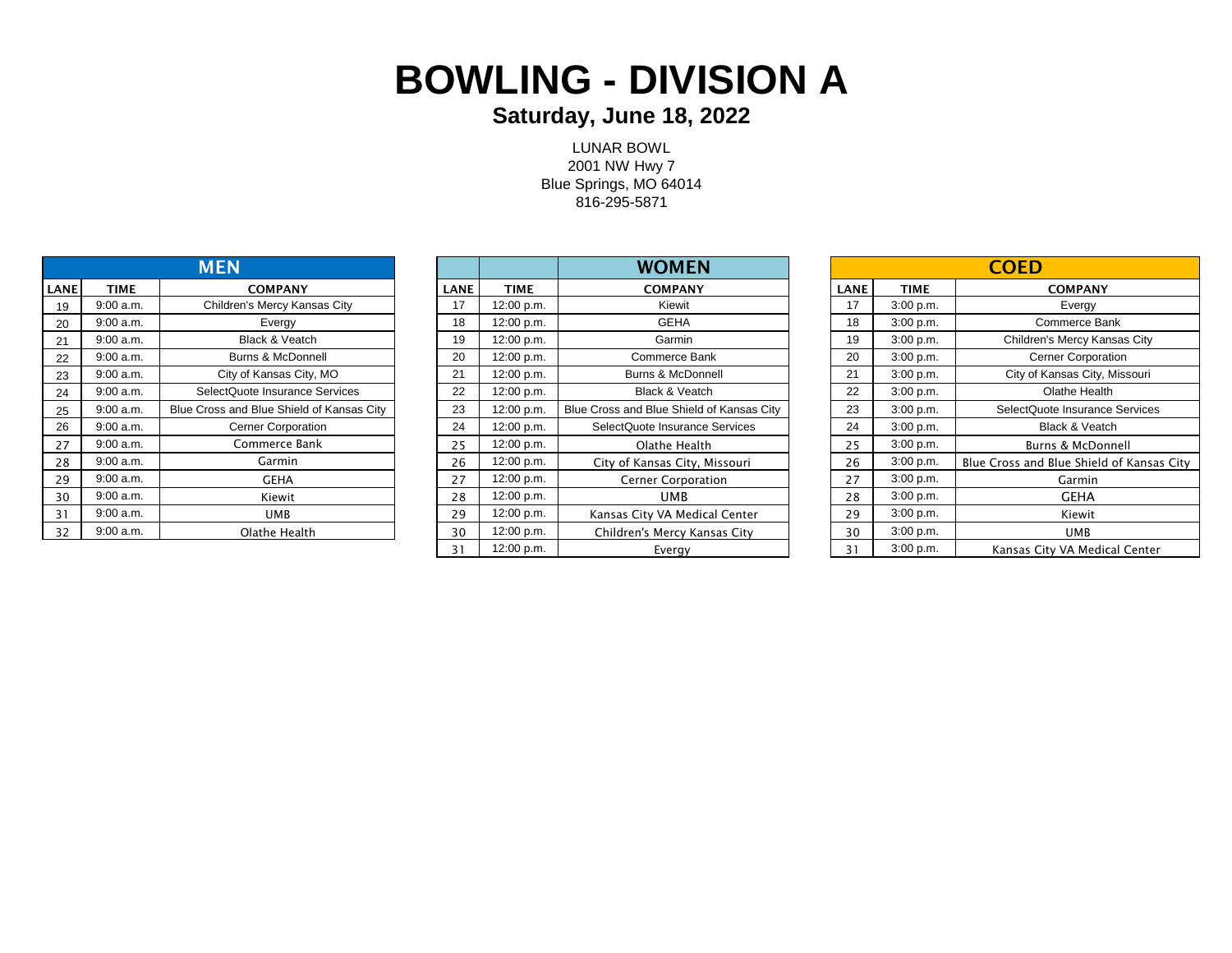# BOWLING - DIVISION A

## Saturday, June 18, 2022

LUNAR BOWL
2001 NW Hwy 7
Blue Springs, MO 64014
816-295-5871

### MEN

| LANE | TIME | COMPANY |
|---|---|---|
| 19 | 9:00 a.m. | Children's Mercy Kansas City |
| 20 | 9:00 a.m. | Evergy |
| 21 | 9:00 a.m. | Black & Veatch |
| 22 | 9:00 a.m. | Burns & McDonnell |
| 23 | 9:00 a.m. | City of Kansas City, MO |
| 24 | 9:00 a.m. | SelectQuote Insurance Services |
| 25 | 9:00 a.m. | Blue Cross and Blue Shield of Kansas City |
| 26 | 9:00 a.m. | Cerner Corporation |
| 27 | 9:00 a.m. | Commerce Bank |
| 28 | 9:00 a.m. | Garmin |
| 29 | 9:00 a.m. | GEHA |
| 30 | 9:00 a.m. | Kiewit |
| 31 | 9:00 a.m. | UMB |
| 32 | 9:00 a.m. | Olathe Health |

### WOMEN

| LANE | TIME | COMPANY |
|---|---|---|
| 17 | 12:00 p.m. | Kiewit |
| 18 | 12:00 p.m. | GEHA |
| 19 | 12:00 p.m. | Garmin |
| 20 | 12:00 p.m. | Commerce Bank |
| 21 | 12:00 p.m. | Burns & McDonnell |
| 22 | 12:00 p.m. | Black & Veatch |
| 23 | 12:00 p.m. | Blue Cross and Blue Shield of Kansas City |
| 24 | 12:00 p.m. | SelectQuote Insurance Services |
| 25 | 12:00 p.m. | Olathe Health |
| 26 | 12:00 p.m. | City of Kansas City, Missouri |
| 27 | 12:00 p.m. | Cerner Corporation |
| 28 | 12:00 p.m. | UMB |
| 29 | 12:00 p.m. | Kansas City VA Medical Center |
| 30 | 12:00 p.m. | Children's Mercy Kansas City |
| 31 | 12:00 p.m. | Evergy |

### COED

| LANE | TIME | COMPANY |
|---|---|---|
| 17 | 3:00 p.m. | Evergy |
| 18 | 3:00 p.m. | Commerce Bank |
| 19 | 3:00 p.m. | Children's Mercy Kansas City |
| 20 | 3:00 p.m. | Cerner Corporation |
| 21 | 3:00 p.m. | City of Kansas City, Missouri |
| 22 | 3:00 p.m. | Olathe Health |
| 23 | 3:00 p.m. | SelectQuote Insurance Services |
| 24 | 3:00 p.m. | Black & Veatch |
| 25 | 3:00 p.m. | Burns & McDonnell |
| 26 | 3:00 p.m. | Blue Cross and Blue Shield of Kansas City |
| 27 | 3:00 p.m. | Garmin |
| 28 | 3:00 p.m. | GEHA |
| 29 | 3:00 p.m. | Kiewit |
| 30 | 3:00 p.m. | UMB |
| 31 | 3:00 p.m. | Kansas City VA Medical Center |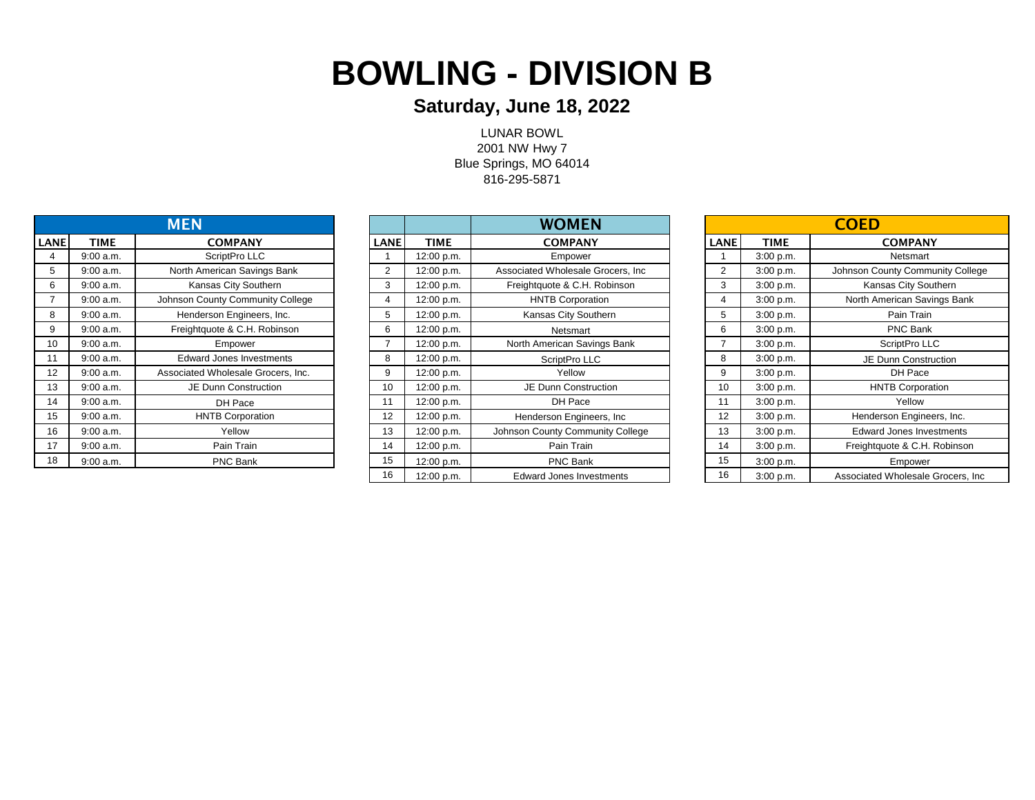# BOWLING - DIVISION B

## Saturday, June 18, 2022

LUNAR BOWL
2001 NW Hwy 7
Blue Springs, MO 64014
816-295-5871

| MEN | | |
|---|---|---|
| LANE | TIME | COMPANY |
| 4 | 9:00 a.m. | ScriptPro LLC |
| 5 | 9:00 a.m. | North American Savings Bank |
| 6 | 9:00 a.m. | Kansas City Southern |
| 7 | 9:00 a.m. | Johnson County Community College |
| 8 | 9:00 a.m. | Henderson Engineers, Inc. |
| 9 | 9:00 a.m. | Freightquote & C.H. Robinson |
| 10 | 9:00 a.m. | Empower |
| 11 | 9:00 a.m. | Edward Jones Investments |
| 12 | 9:00 a.m. | Associated Wholesale Grocers, Inc. |
| 13 | 9:00 a.m. | JE Dunn Construction |
| 14 | 9:00 a.m. | DH Pace |
| 15 | 9:00 a.m. | HNTB Corporation |
| 16 | 9:00 a.m. | Yellow |
| 17 | 9:00 a.m. | Pain Train |
| 18 | 9:00 a.m. | PNC Bank |

| | | WOMEN |
|---|---|---|
| LANE | TIME | COMPANY |
| 1 | 12:00 p.m. | Empower |
| 2 | 12:00 p.m. | Associated Wholesale Grocers, Inc |
| 3 | 12:00 p.m. | Freightquote & C.H. Robinson |
| 4 | 12:00 p.m. | HNTB Corporation |
| 5 | 12:00 p.m. | Kansas City Southern |
| 6 | 12:00 p.m. | Netsmart |
| 7 | 12:00 p.m. | North American Savings Bank |
| 8 | 12:00 p.m. | ScriptPro LLC |
| 9 | 12:00 p.m. | Yellow |
| 10 | 12:00 p.m. | JE Dunn Construction |
| 11 | 12:00 p.m. | DH Pace |
| 12 | 12:00 p.m. | Henderson Engineers, Inc |
| 13 | 12:00 p.m. | Johnson County Community College |
| 14 | 12:00 p.m. | Pain Train |
| 15 | 12:00 p.m. | PNC Bank |
| 16 | 12:00 p.m. | Edward Jones Investments |

| COED | | |
|---|---|---|
| LANE | TIME | COMPANY |
| 1 | 3:00 p.m. | Netsmart |
| 2 | 3:00 p.m. | Johnson County Community College |
| 3 | 3:00 p.m. | Kansas City Southern |
| 4 | 3:00 p.m. | North American Savings Bank |
| 5 | 3:00 p.m. | Pain Train |
| 6 | 3:00 p.m. | PNC Bank |
| 7 | 3:00 p.m. | ScriptPro LLC |
| 8 | 3:00 p.m. | JE Dunn Construction |
| 9 | 3:00 p.m. | DH Pace |
| 10 | 3:00 p.m. | HNTB Corporation |
| 11 | 3:00 p.m. | Yellow |
| 12 | 3:00 p.m. | Henderson Engineers, Inc. |
| 13 | 3:00 p.m. | Edward Jones Investments |
| 14 | 3:00 p.m. | Freightquote & C.H. Robinson |
| 15 | 3:00 p.m. | Empower |
| 16 | 3:00 p.m. | Associated Wholesale Grocers, Inc |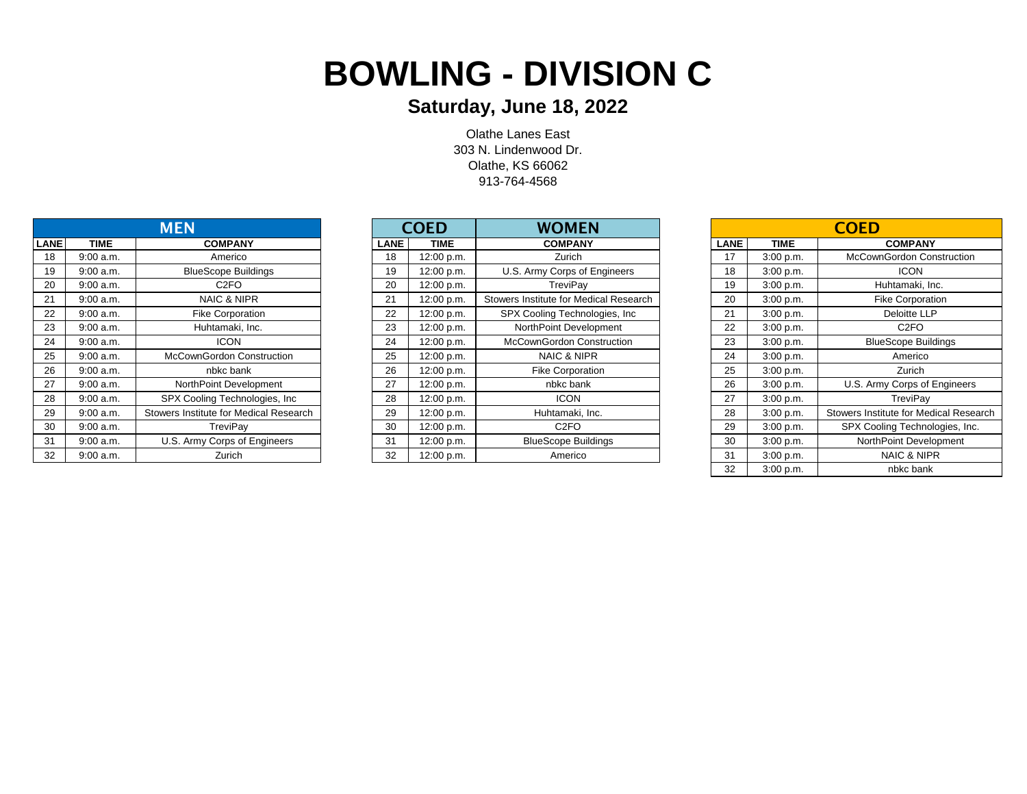# BOWLING - DIVISION C

## Saturday, June 18, 2022

Olathe Lanes East
303 N. Lindenwood Dr.
Olathe, KS 66062
913-764-4568

| MEN | | |
|---|---|---|
| **LANE** | **TIME** | **COMPANY** |
| 18 | 9:00 a.m. | Americo |
| 19 | 9:00 a.m. | BlueScope Buildings |
| 20 | 9:00 a.m. | C2FO |
| 21 | 9:00 a.m. | NAIC & NIPR |
| 22 | 9:00 a.m. | Fike Corporation |
| 23 | 9:00 a.m. | Huhtamaki, Inc. |
| 24 | 9:00 a.m. | ICON |
| 25 | 9:00 a.m. | McCownGordon Construction |
| 26 | 9:00 a.m. | nbkc bank |
| 27 | 9:00 a.m. | NorthPoint Development |
| 28 | 9:00 a.m. | SPX Cooling Technologies, Inc |
| 29 | 9:00 a.m. | Stowers Institute for Medical Research |
| 30 | 9:00 a.m. | TreviPay |
| 31 | 9:00 a.m. | U.S. Army Corps of Engineers |
| 32 | 9:00 a.m. | Zurich |

| COED | | WOMEN |
|---|---|---|
| **LANE** | **TIME** | **COMPANY** |
| 18 | 12:00 p.m. | Zurich |
| 19 | 12:00 p.m. | U.S. Army Corps of Engineers |
| 20 | 12:00 p.m. | TreviPay |
| 21 | 12:00 p.m. | Stowers Institute for Medical Research |
| 22 | 12:00 p.m. | SPX Cooling Technologies, Inc |
| 23 | 12:00 p.m. | NorthPoint Development |
| 24 | 12:00 p.m. | McCownGordon Construction |
| 25 | 12:00 p.m. | NAIC & NIPR |
| 26 | 12:00 p.m. | Fike Corporation |
| 27 | 12:00 p.m. | nbkc bank |
| 28 | 12:00 p.m. | ICON |
| 29 | 12:00 p.m. | Huhtamaki, Inc. |
| 30 | 12:00 p.m. | C2FO |
| 31 | 12:00 p.m. | BlueScope Buildings |
| 32 | 12:00 p.m. | Americo |

| COED | | |
|---|---|---|
| **LANE** | **TIME** | **COMPANY** |
| 17 | 3:00 p.m. | McCownGordon Construction |
| 18 | 3:00 p.m. | ICON |
| 19 | 3:00 p.m. | Huhtamaki, Inc. |
| 20 | 3:00 p.m. | Fike Corporation |
| 21 | 3:00 p.m. | Deloitte LLP |
| 22 | 3:00 p.m. | C2FO |
| 23 | 3:00 p.m. | BlueScope Buildings |
| 24 | 3:00 p.m. | Americo |
| 25 | 3:00 p.m. | Zurich |
| 26 | 3:00 p.m. | U.S. Army Corps of Engineers |
| 27 | 3:00 p.m. | TreviPay |
| 28 | 3:00 p.m. | Stowers Institute for Medical Research |
| 29 | 3:00 p.m. | SPX Cooling Technologies, Inc. |
| 30 | 3:00 p.m. | NorthPoint Development |
| 31 | 3:00 p.m. | NAIC & NIPR |
| 32 | 3:00 p.m. | nbkc bank |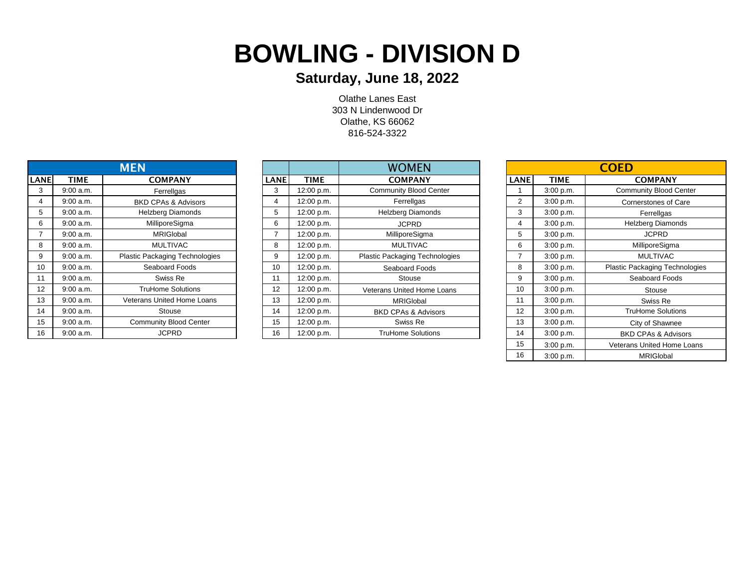# BOWLING - DIVISION D

## Saturday, June 18, 2022

Olathe Lanes East
303 N Lindenwood Dr
Olathe, KS 66062
816-524-3322

### MEN

| LANE | TIME | COMPANY |
|---|---|---|
| 3 | 9:00 a.m. | Ferrellgas |
| 4 | 9:00 a.m. | BKD CPAs & Advisors |
| 5 | 9:00 a.m. | Helzberg Diamonds |
| 6 | 9:00 a.m. | MilliporeSigma |
| 7 | 9:00 a.m. | MRIGlobal |
| 8 | 9:00 a.m. | MULTIVAC |
| 9 | 9:00 a.m. | Plastic Packaging Technologies |
| 10 | 9:00 a.m. | Seaboard Foods |
| 11 | 9:00 a.m. | Swiss Re |
| 12 | 9:00 a.m. | TruHome Solutions |
| 13 | 9:00 a.m. | Veterans United Home Loans |
| 14 | 9:00 a.m. | Stouse |
| 15 | 9:00 a.m. | Community Blood Center |
| 16 | 9:00 a.m. | JCPRD |

### WOMEN

| LANE | TIME | COMPANY |
|---|---|---|
| 3 | 12:00 p.m. | Community Blood Center |
| 4 | 12:00 p.m. | Ferrellgas |
| 5 | 12:00 p.m. | Helzberg Diamonds |
| 6 | 12:00 p.m. | JCPRD |
| 7 | 12:00 p.m. | MilliporeSigma |
| 8 | 12:00 p.m. | MULTIVAC |
| 9 | 12:00 p.m. | Plastic Packaging Technologies |
| 10 | 12:00 p.m. | Seaboard Foods |
| 11 | 12:00 p.m. | Stouse |
| 12 | 12:00 p.m. | Veterans United Home Loans |
| 13 | 12:00 p.m. | MRIGlobal |
| 14 | 12:00 p.m. | BKD CPAs & Advisors |
| 15 | 12:00 p.m. | Swiss Re |
| 16 | 12:00 p.m. | TruHome Solutions |

### COED

| LANE | TIME | COMPANY |
|---|---|---|
| 1 | 3:00 p.m. | Community Blood Center |
| 2 | 3:00 p.m. | Cornerstones of Care |
| 3 | 3:00 p.m. | Ferrellgas |
| 4 | 3:00 p.m. | Helzberg Diamonds |
| 5 | 3:00 p.m. | JCPRD |
| 6 | 3:00 p.m. | MilliporeSigma |
| 7 | 3:00 p.m. | MULTIVAC |
| 8 | 3:00 p.m. | Plastic Packaging Technologies |
| 9 | 3:00 p.m. | Seaboard Foods |
| 10 | 3:00 p.m. | Stouse |
| 11 | 3:00 p.m. | Swiss Re |
| 12 | 3:00 p.m. | TruHome Solutions |
| 13 | 3:00 p.m. | City of Shawnee |
| 14 | 3:00 p.m. | BKD CPAs & Advisors |
| 15 | 3:00 p.m. | Veterans United Home Loans |
| 16 | 3:00 p.m. | MRIGlobal |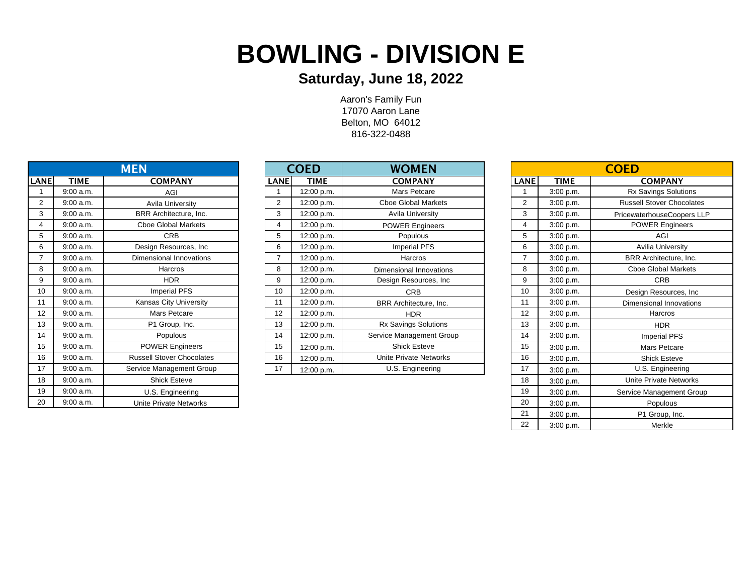# BOWLING - DIVISION E

## Saturday, June 18, 2022

Aaron's Family Fun
17070 Aaron Lane
Belton, MO  64012
816-322-0488

| MEN | | |
|---|---|---|
| **LANE** | **TIME** | **COMPANY** |
| 1 | 9:00 a.m. | AGI |
| 2 | 9:00 a.m. | Avila University |
| 3 | 9:00 a.m. | BRR Architecture, Inc. |
| 4 | 9:00 a.m. | Cboe Global Markets |
| 5 | 9:00 a.m. | CRB |
| 6 | 9:00 a.m. | Design Resources, Inc |
| 7 | 9:00 a.m. | Dimensional Innovations |
| 8 | 9:00 a.m. | Harcros |
| 9 | 9:00 a.m. | HDR |
| 10 | 9:00 a.m. | Imperial PFS |
| 11 | 9:00 a.m. | Kansas City University |
| 12 | 9:00 a.m. | Mars Petcare |
| 13 | 9:00 a.m. | P1 Group, Inc. |
| 14 | 9:00 a.m. | Populous |
| 15 | 9:00 a.m. | POWER Engineers |
| 16 | 9:00 a.m. | Russell Stover Chocolates |
| 17 | 9:00 a.m. | Service Management Group |
| 18 | 9:00 a.m. | Shick Esteve |
| 19 | 9:00 a.m. | U.S. Engineering |
| 20 | 9:00 a.m. | Unite Private Networks |

| COED | | WOMEN |
|---|---|---|
| **LANE** | **TIME** | **COMPANY** |
| 1 | 12:00 p.m. | Mars Petcare |
| 2 | 12:00 p.m. | Cboe Global Markets |
| 3 | 12:00 p.m. | Avila University |
| 4 | 12:00 p.m. | POWER Engineers |
| 5 | 12:00 p.m. | Populous |
| 6 | 12:00 p.m. | Imperial PFS |
| 7 | 12:00 p.m. | Harcros |
| 8 | 12:00 p.m. | Dimensional Innovations |
| 9 | 12:00 p.m. | Design Resources, Inc |
| 10 | 12:00 p.m. | CRB |
| 11 | 12:00 p.m. | BRR Architecture, Inc. |
| 12 | 12:00 p.m. | HDR |
| 13 | 12:00 p.m. | Rx Savings Solutions |
| 14 | 12:00 p.m. | Service Management Group |
| 15 | 12:00 p.m. | Shick Esteve |
| 16 | 12:00 p.m. | Unite Private Networks |
| 17 | 12:00 p.m. | U.S. Engineering |

| COED | | |
|---|---|---|
| **LANE** | **TIME** | **COMPANY** |
| 1 | 3:00 p.m. | Rx Savings Solutions |
| 2 | 3:00 p.m. | Russell Stover Chocolates |
| 3 | 3:00 p.m. | PricewaterhouseCoopers LLP |
| 4 | 3:00 p.m. | POWER Engineers |
| 5 | 3:00 p.m. | AGI |
| 6 | 3:00 p.m. | Avilia University |
| 7 | 3:00 p.m. | BRR Architecture, Inc. |
| 8 | 3:00 p.m. | Cboe Global Markets |
| 9 | 3:00 p.m. | CRB |
| 10 | 3:00 p.m. | Design Resources, Inc |
| 11 | 3:00 p.m. | Dimensional Innovations |
| 12 | 3:00 p.m. | Harcros |
| 13 | 3:00 p.m. | HDR |
| 14 | 3:00 p.m. | Imperial PFS |
| 15 | 3:00 p.m. | Mars Petcare |
| 16 | 3:00 p.m. | Shick Esteve |
| 17 | 3:00 p.m. | U.S. Engineering |
| 18 | 3:00 p.m. | Unite Private Networks |
| 19 | 3:00 p.m. | Service Management Group |
| 20 | 3:00 p.m. | Populous |
| 21 | 3:00 p.m. | P1 Group, Inc. |
| 22 | 3:00 p.m. | Merkle |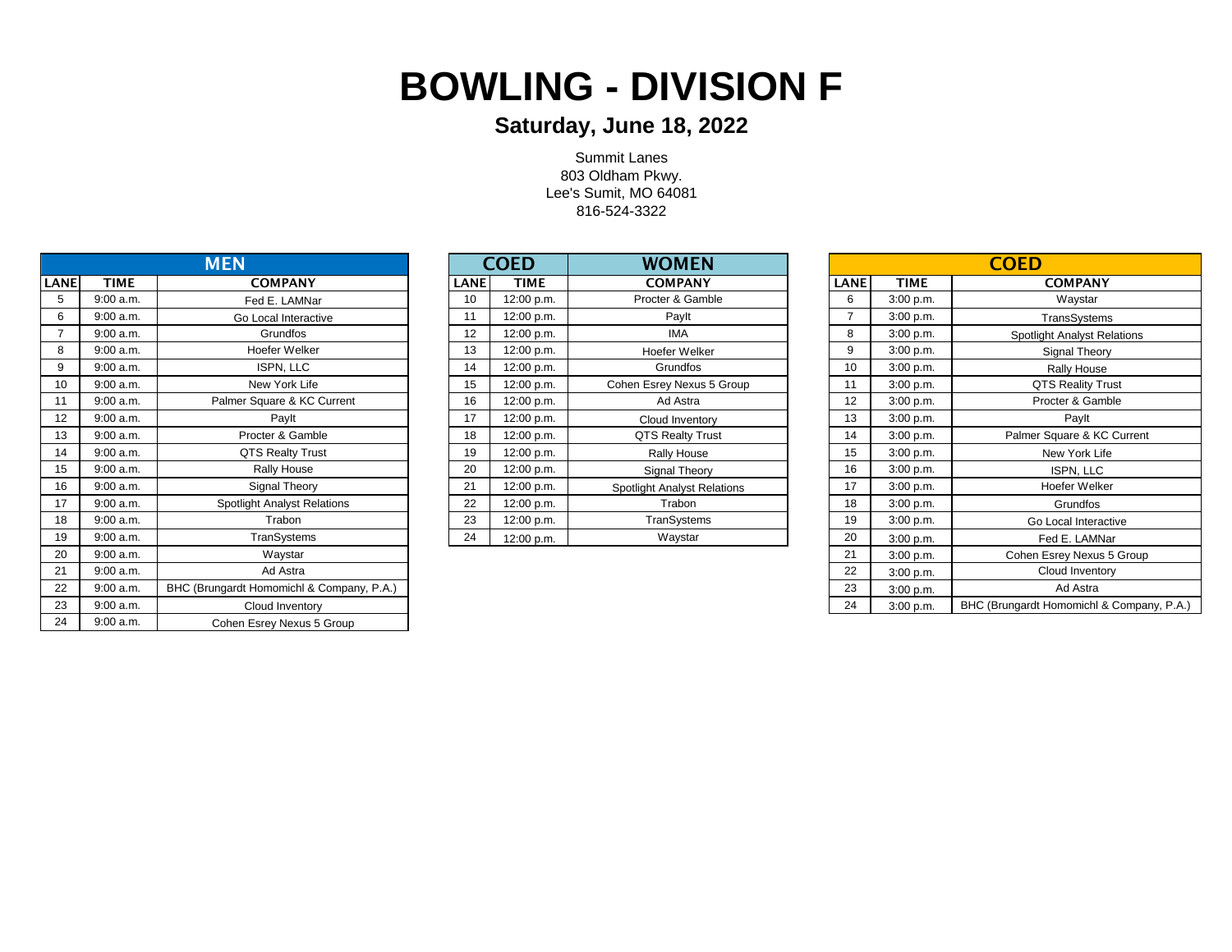# BOWLING - DIVISION F

## Saturday, June 18, 2022

Summit Lanes
803 Oldham Pkwy.
Lee's Sumit, MO 64081
816-524-3322

| MEN | | |
|---|---|---|
| LANE | TIME | COMPANY |
| 5 | 9:00 a.m. | Fed E. LAMNar |
| 6 | 9:00 a.m. | Go Local Interactive |
| 7 | 9:00 a.m. | Grundfos |
| 8 | 9:00 a.m. | Hoefer Welker |
| 9 | 9:00 a.m. | ISPN, LLC |
| 10 | 9:00 a.m. | New York Life |
| 11 | 9:00 a.m. | Palmer Square & KC Current |
| 12 | 9:00 a.m. | Paylt |
| 13 | 9:00 a.m. | Procter & Gamble |
| 14 | 9:00 a.m. | QTS Realty Trust |
| 15 | 9:00 a.m. | Rally House |
| 16 | 9:00 a.m. | Signal Theory |
| 17 | 9:00 a.m. | Spotlight Analyst Relations |
| 18 | 9:00 a.m. | Trabon |
| 19 | 9:00 a.m. | TranSystems |
| 20 | 9:00 a.m. | Waystar |
| 21 | 9:00 a.m. | Ad Astra |
| 22 | 9:00 a.m. | BHC (Brungardt Homomichl & Company, P.A.) |
| 23 | 9:00 a.m. | Cloud Inventory |
| 24 | 9:00 a.m. | Cohen Esrey Nexus 5 Group |

| COED | | WOMEN |
|---|---|---|
| LANE | TIME | COMPANY |
| 10 | 12:00 p.m. | Procter & Gamble |
| 11 | 12:00 p.m. | Paylt |
| 12 | 12:00 p.m. | IMA |
| 13 | 12:00 p.m. | Hoefer Welker |
| 14 | 12:00 p.m. | Grundfos |
| 15 | 12:00 p.m. | Cohen Esrey Nexus 5 Group |
| 16 | 12:00 p.m. | Ad Astra |
| 17 | 12:00 p.m. | Cloud Inventory |
| 18 | 12:00 p.m. | QTS Realty Trust |
| 19 | 12:00 p.m. | Rally House |
| 20 | 12:00 p.m. | Signal Theory |
| 21 | 12:00 p.m. | Spotlight Analyst Relations |
| 22 | 12:00 p.m. | Trabon |
| 23 | 12:00 p.m. | TranSystems |
| 24 | 12:00 p.m. | Waystar |

| COED | | |
|---|---|---|
| LANE | TIME | COMPANY |
| 6 | 3:00 p.m. | Waystar |
| 7 | 3:00 p.m. | TransSystems |
| 8 | 3:00 p.m. | Spotlight Analyst Relations |
| 9 | 3:00 p.m. | Signal Theory |
| 10 | 3:00 p.m. | Rally House |
| 11 | 3:00 p.m. | QTS Reality Trust |
| 12 | 3:00 p.m. | Procter & Gamble |
| 13 | 3:00 p.m. | Paylt |
| 14 | 3:00 p.m. | Palmer Square & KC Current |
| 15 | 3:00 p.m. | New York Life |
| 16 | 3:00 p.m. | ISPN, LLC |
| 17 | 3:00 p.m. | Hoefer Welker |
| 18 | 3:00 p.m. | Grundfos |
| 19 | 3:00 p.m. | Go Local Interactive |
| 20 | 3:00 p.m. | Fed E. LAMNar |
| 21 | 3:00 p.m. | Cohen Esrey Nexus 5 Group |
| 22 | 3:00 p.m. | Cloud Inventory |
| 23 | 3:00 p.m. | Ad Astra |
| 24 | 3:00 p.m. | BHC (Brungardt Homomichl & Company, P.A.) |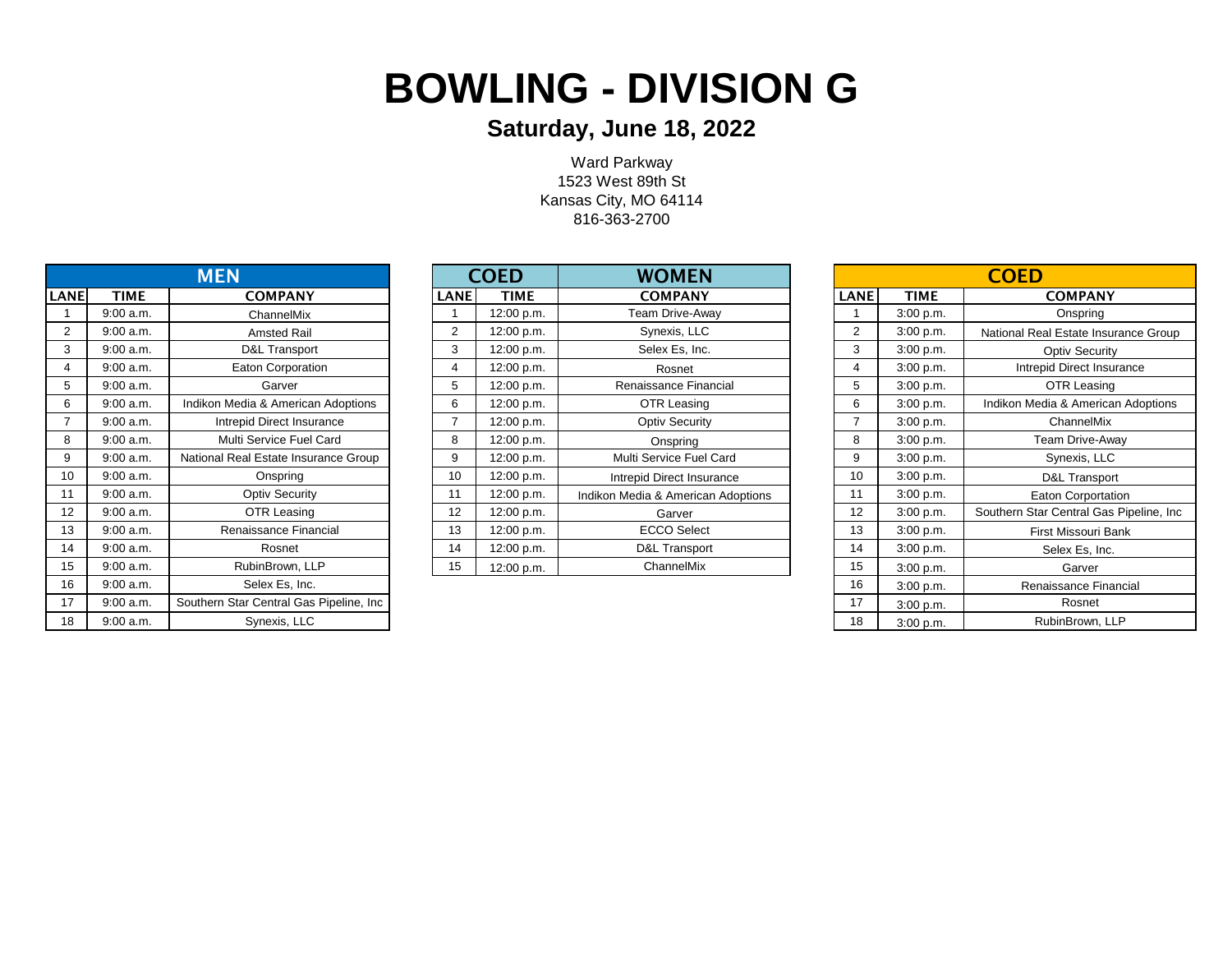# BOWLING - DIVISION G

## Saturday, June 18, 2022

Ward Parkway
1523 West 89th St
Kansas City, MO 64114
816-363-2700

| MEN | | |
|---|---|---|
| LANE | TIME | COMPANY |
| 1 | 9:00 a.m. | ChannelMix |
| 2 | 9:00 a.m. | Amsted Rail |
| 3 | 9:00 a.m. | D&L Transport |
| 4 | 9:00 a.m. | Eaton Corporation |
| 5 | 9:00 a.m. | Garver |
| 6 | 9:00 a.m. | Indikon Media & American Adoptions |
| 7 | 9:00 a.m. | Intrepid Direct Insurance |
| 8 | 9:00 a.m. | Multi Service Fuel Card |
| 9 | 9:00 a.m. | National Real Estate Insurance Group |
| 10 | 9:00 a.m. | Onspring |
| 11 | 9:00 a.m. | Optiv Security |
| 12 | 9:00 a.m. | OTR Leasing |
| 13 | 9:00 a.m. | Renaissance Financial |
| 14 | 9:00 a.m. | Rosnet |
| 15 | 9:00 a.m. | RubinBrown, LLP |
| 16 | 9:00 a.m. | Selex Es, Inc. |
| 17 | 9:00 a.m. | Southern Star Central Gas Pipeline, Inc |
| 18 | 9:00 a.m. | Synexis, LLC |

| COED | | WOMEN |
|---|---|---|
| LANE | TIME | COMPANY |
| 1 | 12:00 p.m. | Team Drive-Away |
| 2 | 12:00 p.m. | Synexis, LLC |
| 3 | 12:00 p.m. | Selex Es, Inc. |
| 4 | 12:00 p.m. | Rosnet |
| 5 | 12:00 p.m. | Renaissance Financial |
| 6 | 12:00 p.m. | OTR Leasing |
| 7 | 12:00 p.m. | Optiv Security |
| 8 | 12:00 p.m. | Onspring |
| 9 | 12:00 p.m. | Multi Service Fuel Card |
| 10 | 12:00 p.m. | Intrepid Direct Insurance |
| 11 | 12:00 p.m. | Indikon Media & American Adoptions |
| 12 | 12:00 p.m. | Garver |
| 13 | 12:00 p.m. | ECCO Select |
| 14 | 12:00 p.m. | D&L Transport |
| 15 | 12:00 p.m. | ChannelMix |

| COED | | |
|---|---|---|
| LANE | TIME | COMPANY |
| 1 | 3:00 p.m. | Onspring |
| 2 | 3:00 p.m. | National Real Estate Insurance Group |
| 3 | 3:00 p.m. | Optiv Security |
| 4 | 3:00 p.m. | Intrepid Direct Insurance |
| 5 | 3:00 p.m. | OTR Leasing |
| 6 | 3:00 p.m. | Indikon Media & American Adoptions |
| 7 | 3:00 p.m. | ChannelMix |
| 8 | 3:00 p.m. | Team Drive-Away |
| 9 | 3:00 p.m. | Synexis, LLC |
| 10 | 3:00 p.m. | D&L Transport |
| 11 | 3:00 p.m. | Eaton Corportation |
| 12 | 3:00 p.m. | Southern Star Central Gas Pipeline, Inc |
| 13 | 3:00 p.m. | First Missouri Bank |
| 14 | 3:00 p.m. | Selex Es, Inc. |
| 15 | 3:00 p.m. | Garver |
| 16 | 3:00 p.m. | Renaissance Financial |
| 17 | 3:00 p.m. | Rosnet |
| 18 | 3:00 p.m. | RubinBrown, LLP |